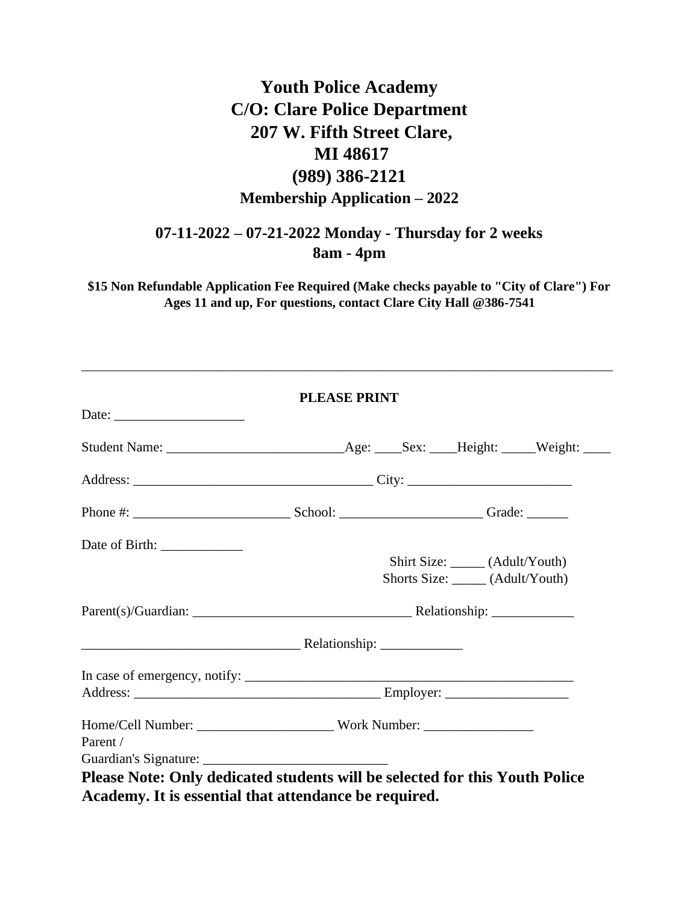# Youth Police Academy

## C/O: Clare Police Department
## 207 W. Fifth Street Clare, MI 48617
## (989) 386-2121

### Membership Application – 2022

### 07-11-2022 – 07-21-2022 Monday - Thursday for 2 weeks
### 8am - 4pm

**$15 Non Refundable Application Fee Required (Make checks payable to "City of Clare") For Ages 11 and up, For questions, contact Clare City Hall @386-7541**

---

**PLEASE PRINT**

Date: ___________________

Student Name: _________________________Age: ____Sex: ____Height: _____Weight: ____

Address: __________________________________ City: _______________________

Phone #: ______________________ School: ____________________ Grade: ______

Date of Birth: ____________

Shirt Size: _____ (Adult/Youth)
Shorts Size: _____ (Adult/Youth)

Parent(s)/Guardian: _______________________________ Relationship: ____________

_______________________________ Relationship: ____________

In case of emergency, notify: _______________________________________________
Address: ___________________________________ Employer: _________________

Home/Cell Number: ___________________ Work Number: ________________

Parent / Guardian's Signature: __________________________

**Please Note: Only dedicated students will be selected for this Youth Police Academy. It is essential that attendance be required.**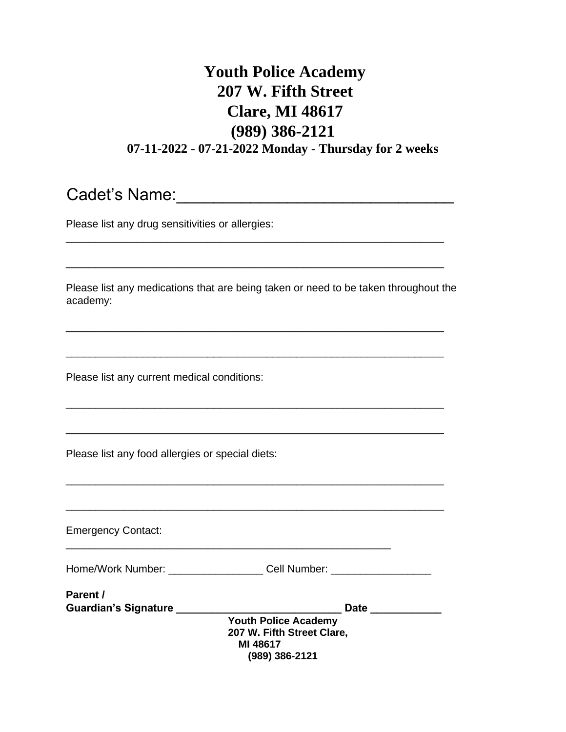# Youth Police Academy
# 207 W. Fifth Street
# Clare, MI 48617
# (989) 386-2121

**07-11-2022 - 07-21-2022 Monday - Thursday for 2 weeks**

Cadet's Name:_______________________________

Please list any drug sensitivities or allergies:
_______________________________________________________________

_______________________________________________________________

Please list any medications that are being taken or need to be taken throughout the academy:

_______________________________________________________________

_______________________________________________________________

Please list any current medical conditions:

_______________________________________________________________

_______________________________________________________________

Please list any food allergies or special diets:

_______________________________________________________________

_______________________________________________________________

Emergency Contact:
____________________________________________________

Home/Work Number: ________________ Cell Number: _________________

**Parent /**
**Guardian's Signature ____________________________ Date ____________**

**Youth Police Academy**
**207 W. Fifth Street Clare,**
**MI 48617**
**(989) 386-2121**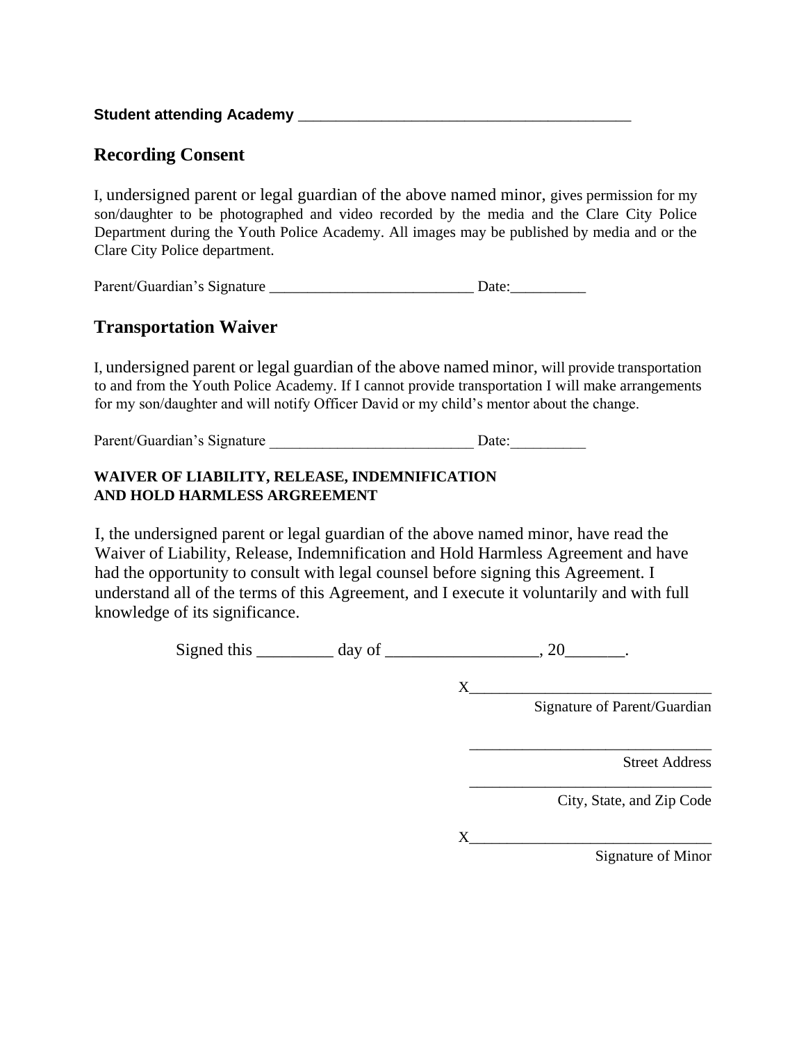**Student attending Academy** ___________________________________________

## Recording Consent

I, undersigned parent or legal guardian of the above named minor, gives permission for my son/daughter to be photographed and video recorded by the media and the Clare City Police Department during the Youth Police Academy. All images may be published by media and or the Clare City Police department.

Parent/Guardian's Signature ___________________________ Date:__________

## Transportation Waiver

I, undersigned parent or legal guardian of the above named minor, will provide transportation to and from the Youth Police Academy. If I cannot provide transportation I will make arrangements for my son/daughter and will notify Officer David or my child's mentor about the change.

Parent/Guardian's Signature ___________________________ Date:__________

**WAIVER OF LIABILITY, RELEASE, INDEMNIFICATION AND HOLD HARMLESS ARGREEMENT**

I, the undersigned parent or legal guardian of the above named minor, have read the Waiver of Liability, Release, Indemnification and Hold Harmless Agreement and have had the opportunity to consult with legal counsel before signing this Agreement. I understand all of the terms of this Agreement, and I execute it voluntarily and with full knowledge of its significance.

Signed this _________ day of _________________, 20_______.

X______________________________
Signature of Parent/Guardian

______________________________
Street Address

______________________________
City, State, and Zip Code

X______________________________
Signature of Minor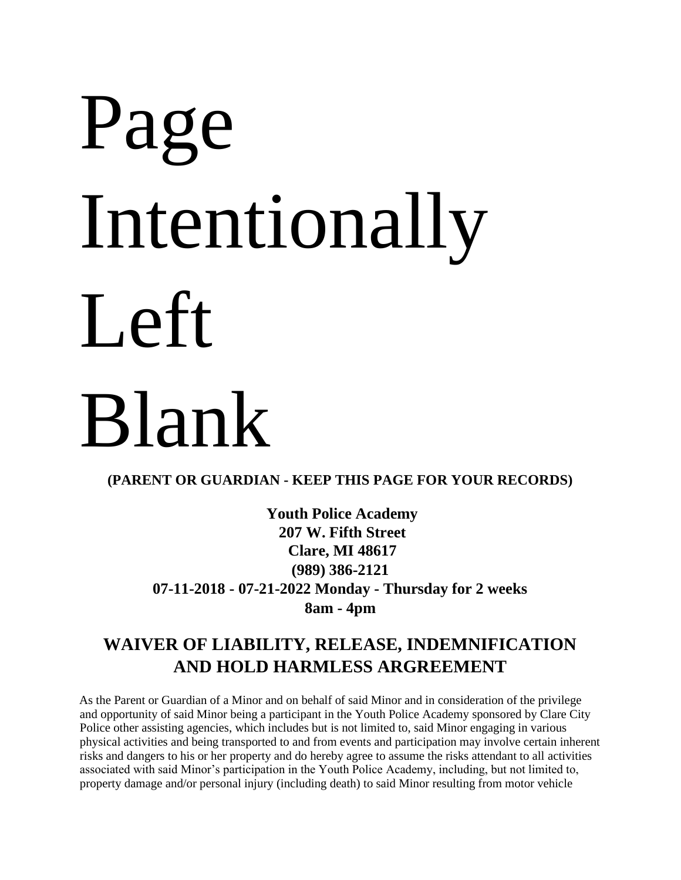# Page Intentionally Left Blank

**(PARENT OR GUARDIAN - KEEP THIS PAGE FOR YOUR RECORDS)**

**Youth Police Academy**
**207 W. Fifth Street**
**Clare, MI 48617**
**(989) 386-2121**
**07-11-2018 - 07-21-2022 Monday - Thursday for 2 weeks**
**8am - 4pm**

## WAIVER OF LIABILITY, RELEASE, INDEMNIFICATION AND HOLD HARMLESS ARGREEMENT

As the Parent or Guardian of a Minor and on behalf of said Minor and in consideration of the privilege and opportunity of said Minor being a participant in the Youth Police Academy sponsored by Clare City Police other assisting agencies, which includes but is not limited to, said Minor engaging in various physical activities and being transported to and from events and participation may involve certain inherent risks and dangers to his or her property and do hereby agree to assume the risks attendant to all activities associated with said Minor's participation in the Youth Police Academy, including, but not limited to, property damage and/or personal injury (including death) to said Minor resulting from motor vehicle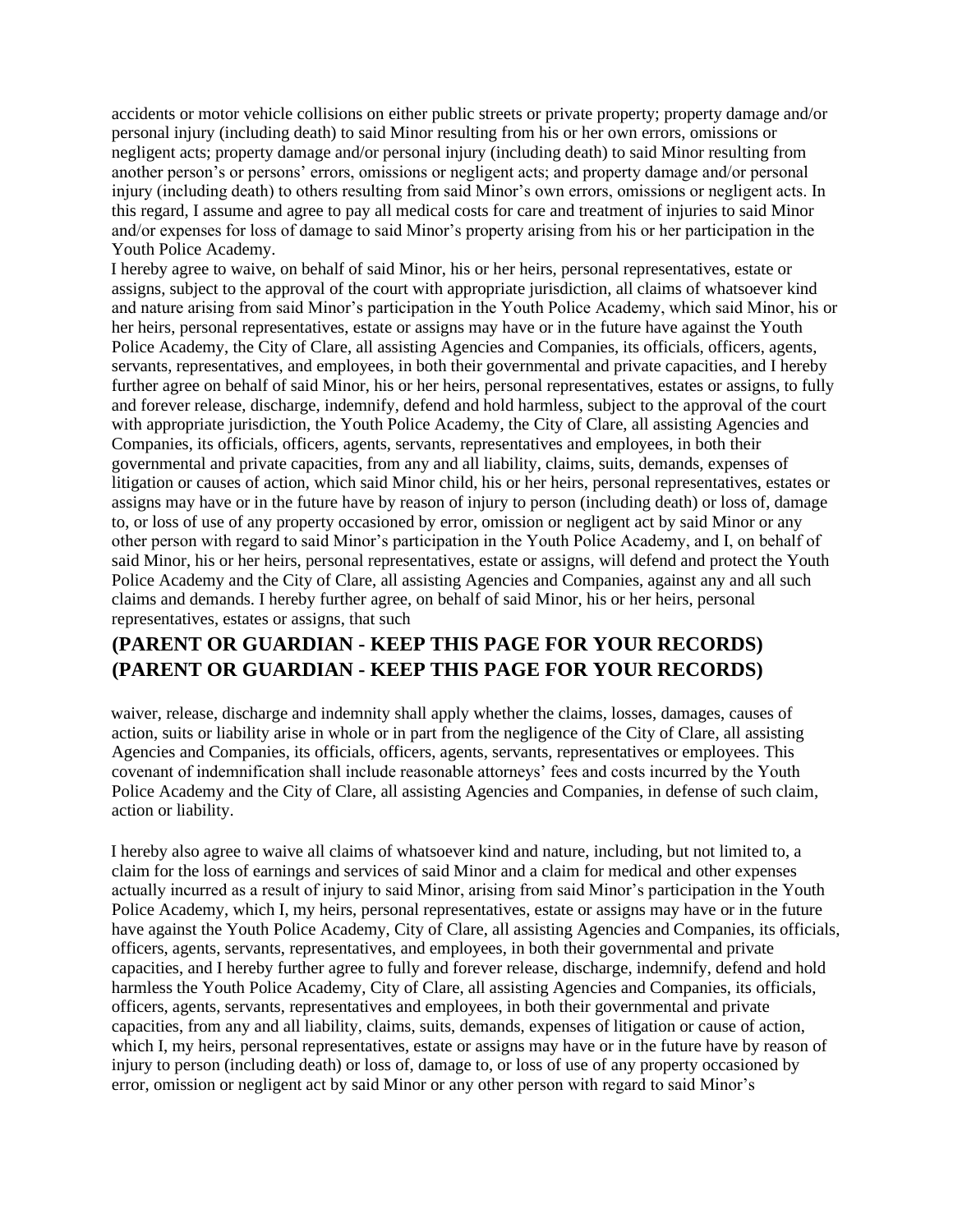accidents or motor vehicle collisions on either public streets or private property; property damage and/or personal injury (including death) to said Minor resulting from his or her own errors, omissions or negligent acts; property damage and/or personal injury (including death) to said Minor resulting from another person's or persons' errors, omissions or negligent acts; and property damage and/or personal injury (including death) to others resulting from said Minor's own errors, omissions or negligent acts. In this regard, I assume and agree to pay all medical costs for care and treatment of injuries to said Minor and/or expenses for loss of damage to said Minor's property arising from his or her participation in the Youth Police Academy.

I hereby agree to waive, on behalf of said Minor, his or her heirs, personal representatives, estate or assigns, subject to the approval of the court with appropriate jurisdiction, all claims of whatsoever kind and nature arising from said Minor's participation in the Youth Police Academy, which said Minor, his or her heirs, personal representatives, estate or assigns may have or in the future have against the Youth Police Academy, the City of Clare, all assisting Agencies and Companies, its officials, officers, agents, servants, representatives, and employees, in both their governmental and private capacities, and I hereby further agree on behalf of said Minor, his or her heirs, personal representatives, estates or assigns, to fully and forever release, discharge, indemnify, defend and hold harmless, subject to the approval of the court with appropriate jurisdiction, the Youth Police Academy, the City of Clare, all assisting Agencies and Companies, its officials, officers, agents, servants, representatives and employees, in both their governmental and private capacities, from any and all liability, claims, suits, demands, expenses of litigation or causes of action, which said Minor child, his or her heirs, personal representatives, estates or assigns may have or in the future have by reason of injury to person (including death) or loss of, damage to, or loss of use of any property occasioned by error, omission or negligent act by said Minor or any other person with regard to said Minor's participation in the Youth Police Academy, and I, on behalf of said Minor, his or her heirs, personal representatives, estate or assigns, will defend and protect the Youth Police Academy and the City of Clare, all assisting Agencies and Companies, against any and all such claims and demands. I hereby further agree, on behalf of said Minor, his or her heirs, personal representatives, estates or assigns, that such

**(PARENT OR GUARDIAN - KEEP THIS PAGE FOR YOUR RECORDS)**
**(PARENT OR GUARDIAN - KEEP THIS PAGE FOR YOUR RECORDS)**

waiver, release, discharge and indemnity shall apply whether the claims, losses, damages, causes of action, suits or liability arise in whole or in part from the negligence of the City of Clare, all assisting Agencies and Companies, its officials, officers, agents, servants, representatives or employees. This covenant of indemnification shall include reasonable attorneys' fees and costs incurred by the Youth Police Academy and the City of Clare, all assisting Agencies and Companies, in defense of such claim, action or liability.

I hereby also agree to waive all claims of whatsoever kind and nature, including, but not limited to, a claim for the loss of earnings and services of said Minor and a claim for medical and other expenses actually incurred as a result of injury to said Minor, arising from said Minor's participation in the Youth Police Academy, which I, my heirs, personal representatives, estate or assigns may have or in the future have against the Youth Police Academy, City of Clare, all assisting Agencies and Companies, its officials, officers, agents, servants, representatives, and employees, in both their governmental and private capacities, and I hereby further agree to fully and forever release, discharge, indemnify, defend and hold harmless the Youth Police Academy, City of Clare, all assisting Agencies and Companies, its officials, officers, agents, servants, representatives and employees, in both their governmental and private capacities, from any and all liability, claims, suits, demands, expenses of litigation or cause of action, which I, my heirs, personal representatives, estate or assigns may have or in the future have by reason of injury to person (including death) or loss of, damage to, or loss of use of any property occasioned by error, omission or negligent act by said Minor or any other person with regard to said Minor's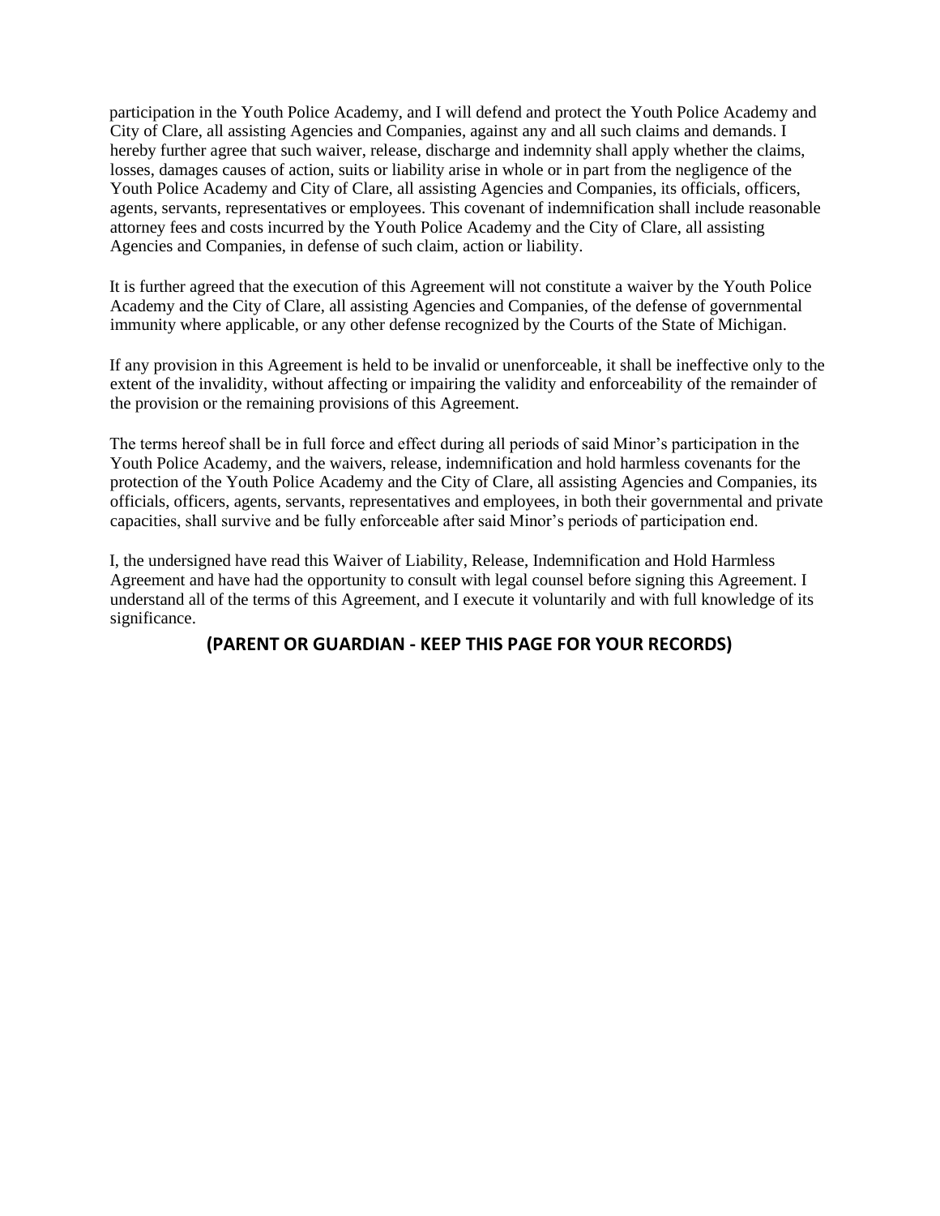participation in the Youth Police Academy, and I will defend and protect the Youth Police Academy and City of Clare, all assisting Agencies and Companies, against any and all such claims and demands. I hereby further agree that such waiver, release, discharge and indemnity shall apply whether the claims, losses, damages causes of action, suits or liability arise in whole or in part from the negligence of the Youth Police Academy and City of Clare, all assisting Agencies and Companies, its officials, officers, agents, servants, representatives or employees. This covenant of indemnification shall include reasonable attorney fees and costs incurred by the Youth Police Academy and the City of Clare, all assisting Agencies and Companies, in defense of such claim, action or liability.

It is further agreed that the execution of this Agreement will not constitute a waiver by the Youth Police Academy and the City of Clare, all assisting Agencies and Companies, of the defense of governmental immunity where applicable, or any other defense recognized by the Courts of the State of Michigan.

If any provision in this Agreement is held to be invalid or unenforceable, it shall be ineffective only to the extent of the invalidity, without affecting or impairing the validity and enforceability of the remainder of the provision or the remaining provisions of this Agreement.

The terms hereof shall be in full force and effect during all periods of said Minor's participation in the Youth Police Academy, and the waivers, release, indemnification and hold harmless covenants for the protection of the Youth Police Academy and the City of Clare, all assisting Agencies and Companies, its officials, officers, agents, servants, representatives and employees, in both their governmental and private capacities, shall survive and be fully enforceable after said Minor's periods of participation end.

I, the undersigned have read this Waiver of Liability, Release, Indemnification and Hold Harmless Agreement and have had the opportunity to consult with legal counsel before signing this Agreement. I understand all of the terms of this Agreement, and I execute it voluntarily and with full knowledge of its significance.

**(PARENT OR GUARDIAN - KEEP THIS PAGE FOR YOUR RECORDS)**